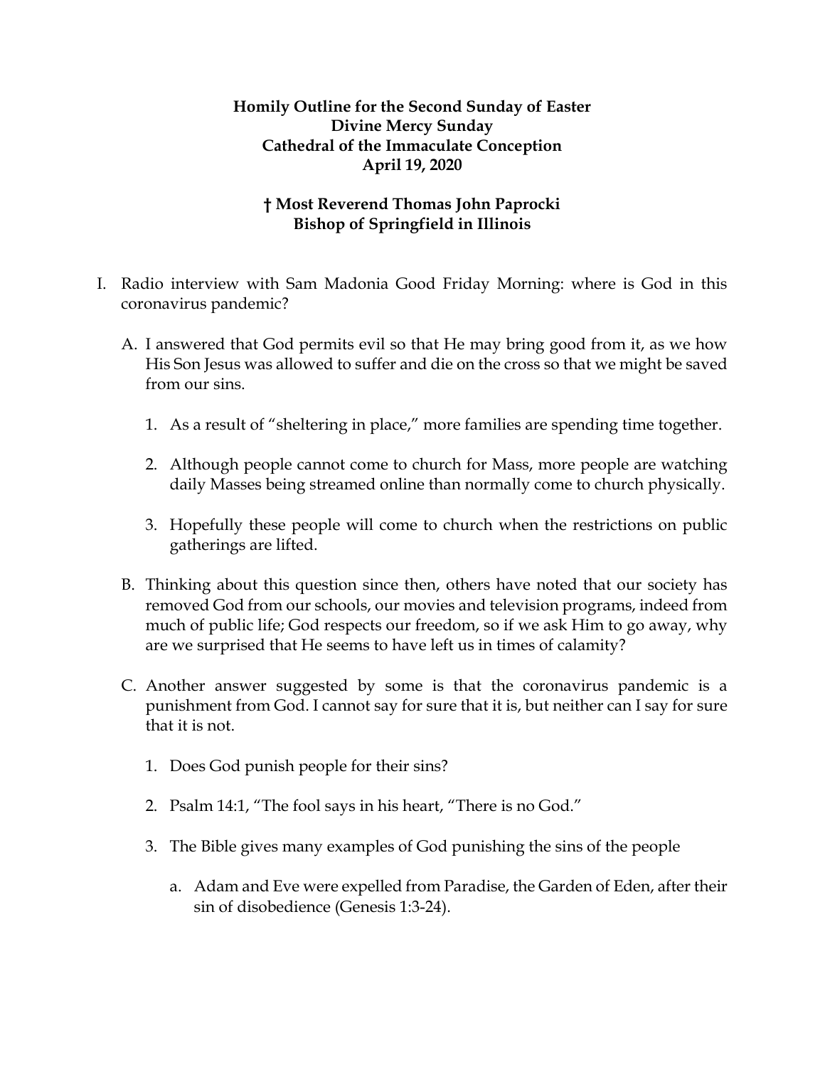**Homily Outline for the Second Sunday of Easter**
**Divine Mercy Sunday**
**Cathedral of the Immaculate Conception**
**April 19, 2020**

**† Most Reverend Thomas John Paprocki**
**Bishop of Springfield in Illinois**

I. Radio interview with Sam Madonia Good Friday Morning: where is God in this coronavirus pandemic?

   A. I answered that God permits evil so that He may bring good from it, as we how His Son Jesus was allowed to suffer and die on the cross so that we might be saved from our sins.

      1. As a result of "sheltering in place," more families are spending time together.

      2. Although people cannot come to church for Mass, more people are watching daily Masses being streamed online than normally come to church physically.

      3. Hopefully these people will come to church when the restrictions on public gatherings are lifted.

   B. Thinking about this question since then, others have noted that our society has removed God from our schools, our movies and television programs, indeed from much of public life; God respects our freedom, so if we ask Him to go away, why are we surprised that He seems to have left us in times of calamity?

   C. Another answer suggested by some is that the coronavirus pandemic is a punishment from God. I cannot say for sure that it is, but neither can I say for sure that it is not.

      1. Does God punish people for their sins?

      2. Psalm 14:1, "The fool says in his heart, "There is no God."

      3. The Bible gives many examples of God punishing the sins of the people

         a. Adam and Eve were expelled from Paradise, the Garden of Eden, after their sin of disobedience (Genesis 1:3-24).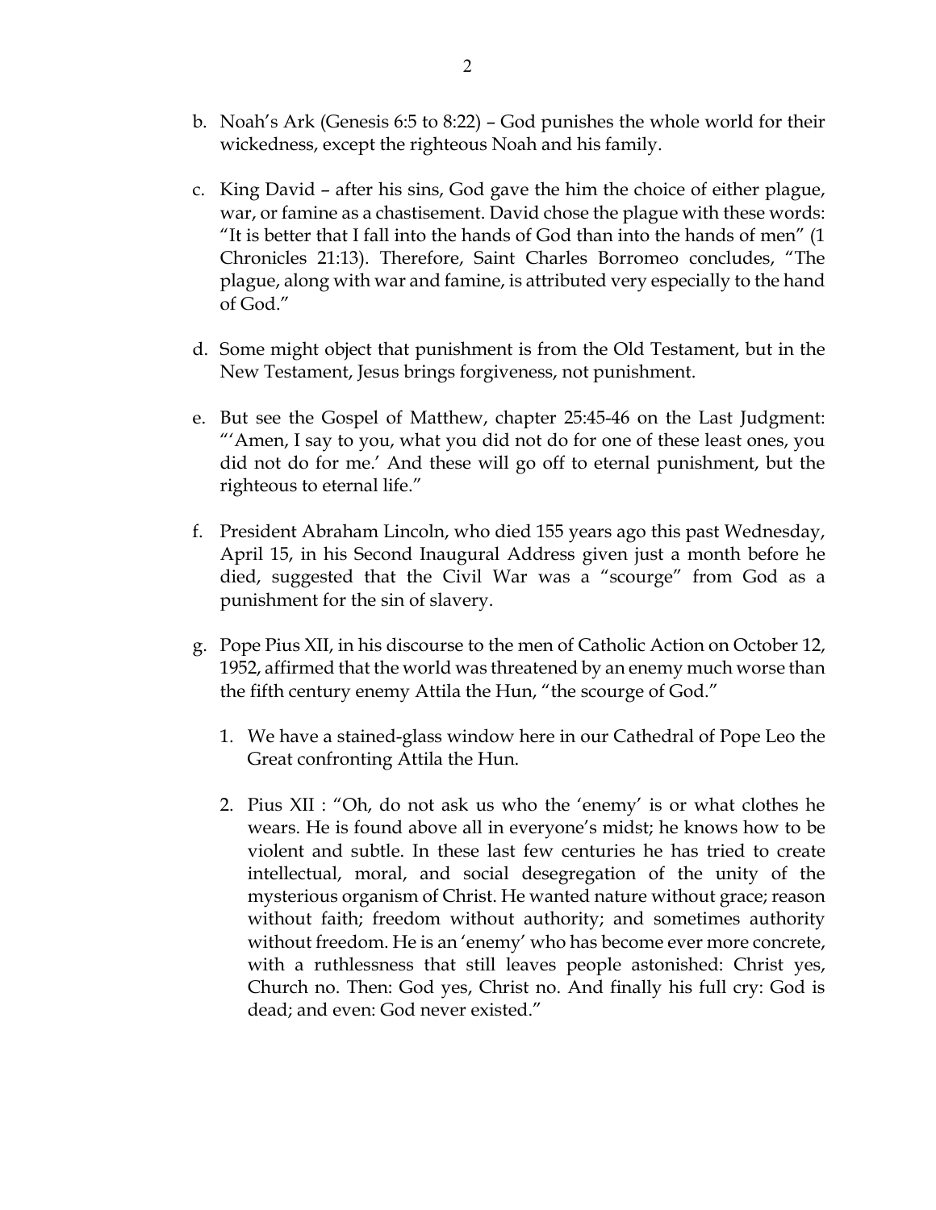b. Noah's Ark (Genesis 6:5 to 8:22) – God punishes the whole world for their wickedness, except the righteous Noah and his family.

c. King David – after his sins, God gave the him the choice of either plague, war, or famine as a chastisement. David chose the plague with these words: "It is better that I fall into the hands of God than into the hands of men" (1 Chronicles 21:13). Therefore, Saint Charles Borromeo concludes, "The plague, along with war and famine, is attributed very especially to the hand of God."

d. Some might object that punishment is from the Old Testament, but in the New Testament, Jesus brings forgiveness, not punishment.

e. But see the Gospel of Matthew, chapter 25:45-46 on the Last Judgment: "'Amen, I say to you, what you did not do for one of these least ones, you did not do for me.' And these will go off to eternal punishment, but the righteous to eternal life."

f. President Abraham Lincoln, who died 155 years ago this past Wednesday, April 15, in his Second Inaugural Address given just a month before he died, suggested that the Civil War was a "scourge" from God as a punishment for the sin of slavery.

g. Pope Pius XII, in his discourse to the men of Catholic Action on October 12, 1952, affirmed that the world was threatened by an enemy much worse than the fifth century enemy Attila the Hun, "the scourge of God."

    1. We have a stained-glass window here in our Cathedral of Pope Leo the Great confronting Attila the Hun.

    2. Pius XII : "Oh, do not ask us who the 'enemy' is or what clothes he wears. He is found above all in everyone's midst; he knows how to be violent and subtle. In these last few centuries he has tried to create intellectual, moral, and social desegregation of the unity of the mysterious organism of Christ. He wanted nature without grace; reason without faith; freedom without authority; and sometimes authority without freedom. He is an 'enemy' who has become ever more concrete, with a ruthlessness that still leaves people astonished: Christ yes, Church no. Then: God yes, Christ no. And finally his full cry: God is dead; and even: God never existed."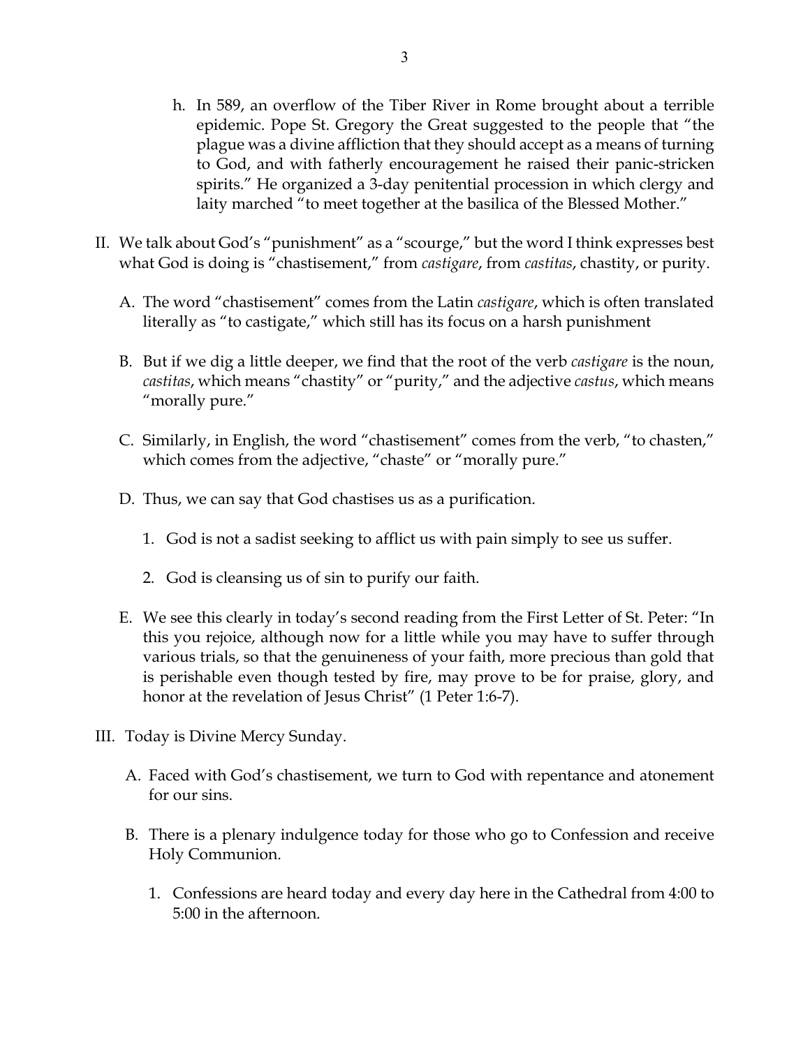h. In 589, an overflow of the Tiber River in Rome brought about a terrible epidemic. Pope St. Gregory the Great suggested to the people that "the plague was a divine affliction that they should accept as a means of turning to God, and with fatherly encouragement he raised their panic-stricken spirits." He organized a 3-day penitential procession in which clergy and laity marched "to meet together at the basilica of the Blessed Mother."

II. We talk about God's "punishment" as a "scourge," but the word I think expresses best what God is doing is "chastisement," from *castigare*, from *castitas*, chastity, or purity.

   A. The word "chastisement" comes from the Latin *castigare*, which is often translated literally as "to castigate," which still has its focus on a harsh punishment

   B. But if we dig a little deeper, we find that the root of the verb *castigare* is the noun, *castitas*, which means "chastity" or "purity," and the adjective *castus*, which means "morally pure."

   C. Similarly, in English, the word "chastisement" comes from the verb, "to chasten," which comes from the adjective, "chaste" or "morally pure."

   D. Thus, we can say that God chastises us as a purification.

      1. God is not a sadist seeking to afflict us with pain simply to see us suffer.

      2. God is cleansing us of sin to purify our faith.

   E. We see this clearly in today's second reading from the First Letter of St. Peter: "In this you rejoice, although now for a little while you may have to suffer through various trials, so that the genuineness of your faith, more precious than gold that is perishable even though tested by fire, may prove to be for praise, glory, and honor at the revelation of Jesus Christ" (1 Peter 1:6-7).

III. Today is Divine Mercy Sunday.

   A. Faced with God's chastisement, we turn to God with repentance and atonement for our sins.

   B. There is a plenary indulgence today for those who go to Confession and receive Holy Communion.

      1. Confessions are heard today and every day here in the Cathedral from 4:00 to 5:00 in the afternoon.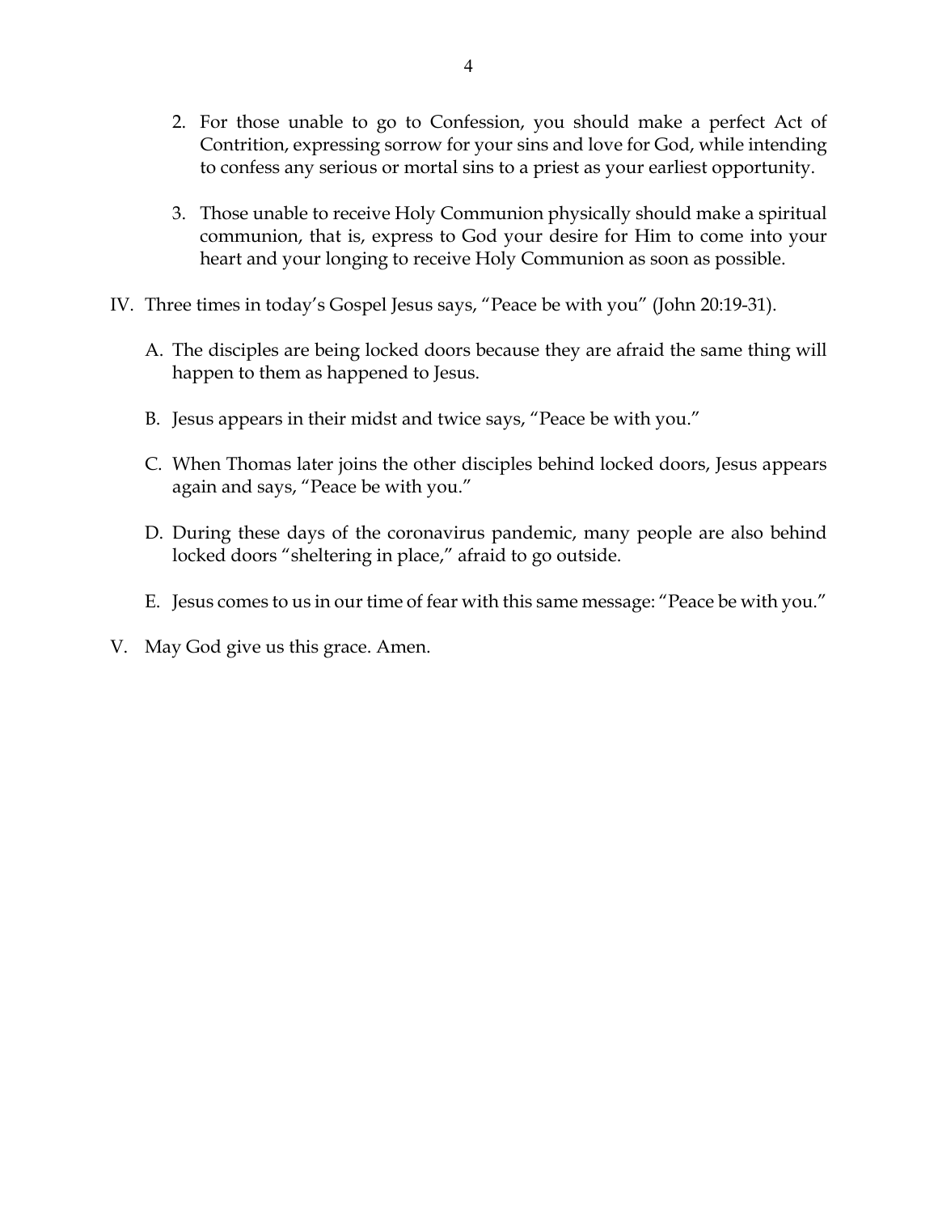2. For those unable to go to Confession, you should make a perfect Act of Contrition, expressing sorrow for your sins and love for God, while intending to confess any serious or mortal sins to a priest as your earliest opportunity.

3. Those unable to receive Holy Communion physically should make a spiritual communion, that is, express to God your desire for Him to come into your heart and your longing to receive Holy Communion as soon as possible.

IV. Three times in today's Gospel Jesus says, "Peace be with you" (John 20:19-31).

A. The disciples are being locked doors because they are afraid the same thing will happen to them as happened to Jesus.

B. Jesus appears in their midst and twice says, "Peace be with you."

C. When Thomas later joins the other disciples behind locked doors, Jesus appears again and says, "Peace be with you."

D. During these days of the coronavirus pandemic, many people are also behind locked doors "sheltering in place," afraid to go outside.

E. Jesus comes to us in our time of fear with this same message: "Peace be with you."

V. May God give us this grace. Amen.